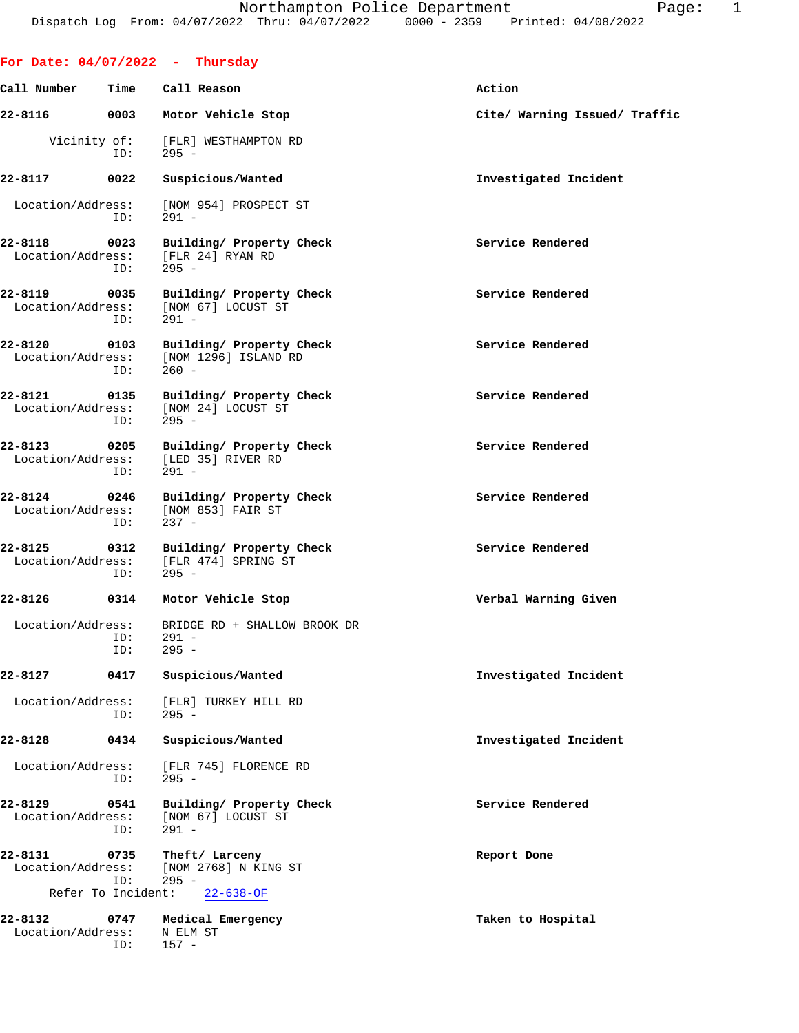Northampton Police Department
Dispatch Log From: 04/07/2022 Thru: 04/07/2022 0000 - 2359 Printed: 04/08/2022

## For Date: 04/07/2022 - Thursday

| Call Number | Time | Call Reason | Action |
|---|---|---|---|
| 22-8116 | 0003 | Motor Vehicle Stop | Cite/ Warning Issued/ Traffic |
| | | Vicinity of: [FLR] WESTHAMPTON RD<br>ID: 295 - | |
| 22-8117 | 0022 | Suspicious/Wanted | Investigated Incident |
| | | Location/Address: [NOM 954] PROSPECT ST<br>ID: 291 - | |
| 22-8118 | 0023 | Building/ Property Check | Service Rendered |
| | | Location/Address: [FLR 24] RYAN RD<br>ID: 295 - | |
| 22-8119 | 0035 | Building/ Property Check | Service Rendered |
| | | Location/Address: [NOM 67] LOCUST ST<br>ID: 291 - | |
| 22-8120 | 0103 | Building/ Property Check | Service Rendered |
| | | Location/Address: [NOM 1296] ISLAND RD<br>ID: 260 - | |
| 22-8121 | 0135 | Building/ Property Check | Service Rendered |
| | | Location/Address: [NOM 24] LOCUST ST<br>ID: 295 - | |
| 22-8123 | 0205 | Building/ Property Check | Service Rendered |
| | | Location/Address: [LED 35] RIVER RD<br>ID: 291 - | |
| 22-8124 | 0246 | Building/ Property Check | Service Rendered |
| | | Location/Address: [NOM 853] FAIR ST<br>ID: 237 - | |
| 22-8125 | 0312 | Building/ Property Check | Service Rendered |
| | | Location/Address: [FLR 474] SPRING ST<br>ID: 295 - | |
| 22-8126 | 0314 | Motor Vehicle Stop | Verbal Warning Given |
| | | Location/Address: BRIDGE RD + SHALLOW BROOK DR<br>ID: 291 -<br>ID: 295 - | |
| 22-8127 | 0417 | Suspicious/Wanted | Investigated Incident |
| | | Location/Address: [FLR] TURKEY HILL RD<br>ID: 295 - | |
| 22-8128 | 0434 | Suspicious/Wanted | Investigated Incident |
| | | Location/Address: [FLR 745] FLORENCE RD<br>ID: 295 - | |
| 22-8129 | 0541 | Building/ Property Check | Service Rendered |
| | | Location/Address: [NOM 67] LOCUST ST<br>ID: 291 - | |
| 22-8131 | 0735 | Theft/ Larceny | Report Done |
| | | Location/Address: [NOM 2768] N KING ST<br>ID: 295 -<br>Refer To Incident: 22-638-OF | |
| 22-8132 | 0747 | Medical Emergency | Taken to Hospital |
| | | Location/Address: N ELM ST<br>ID: 157 - | |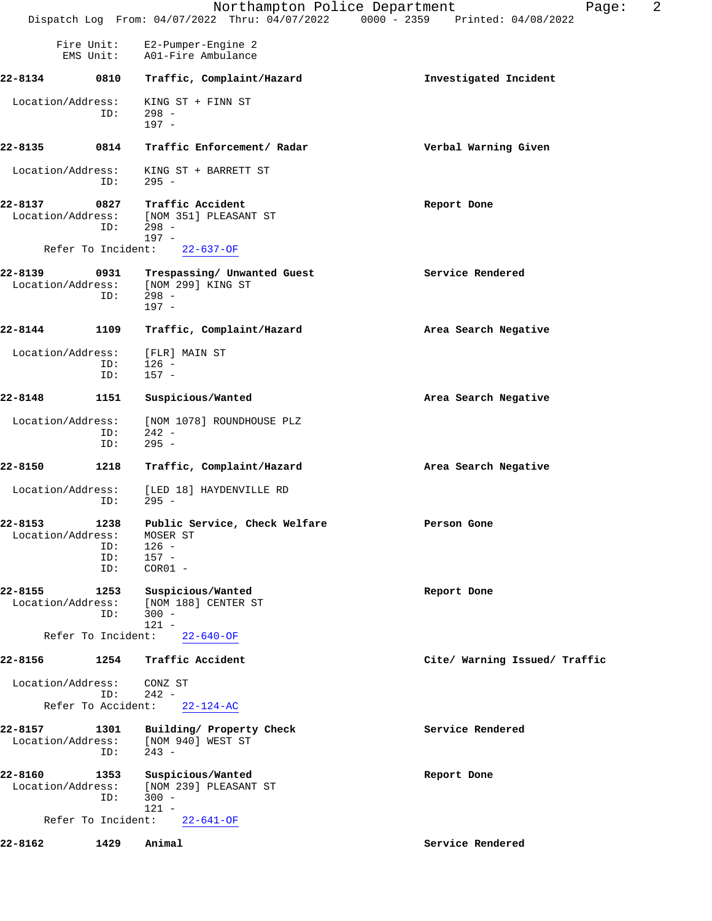Fire Unit: E2-Pumper-Engine 2
EMS Unit: A01-Fire Ambulance

**22-8134 0810 Traffic, Complaint/Hazard** — **Investigated Incident**

Location/Address: KING ST + FINN ST
ID: 298 -
197 -

**22-8135 0814 Traffic Enforcement/ Radar** — **Verbal Warning Given**

Location/Address: KING ST + BARRETT ST
ID: 295 -

**22-8137 0827 Traffic Accident** — **Report Done**

Location/Address: [NOM 351] PLEASANT ST
ID: 298 -
197 -
Refer To Incident: 22-637-OF

**22-8139 0931 Trespassing/ Unwanted Guest** — **Service Rendered**

Location/Address: [NOM 299] KING ST
ID: 298 -
197 -

**22-8144 1109 Traffic, Complaint/Hazard** — **Area Search Negative**

Location/Address: [FLR] MAIN ST
ID: 126 -
ID: 157 -

**22-8148 1151 Suspicious/Wanted** — **Area Search Negative**

Location/Address: [NOM 1078] ROUNDHOUSE PLZ
ID: 242 -
ID: 295 -

**22-8150 1218 Traffic, Complaint/Hazard** — **Area Search Negative**

Location/Address: [LED 18] HAYDENVILLE RD
ID: 295 -

**22-8153 1238 Public Service, Check Welfare** — **Person Gone**

Location/Address: MOSER ST
ID: 126 -
ID: 157 -
ID: COR01 -

**22-8155 1253 Suspicious/Wanted** — **Report Done**

Location/Address: [NOM 188] CENTER ST
ID: 300 -
121 -
Refer To Incident: 22-640-OF

**22-8156 1254 Traffic Accident** — **Cite/ Warning Issued/ Traffic**

Location/Address: CONZ ST
ID: 242 -
Refer To Accident: 22-124-AC

**22-8157 1301 Building/ Property Check** — **Service Rendered**

Location/Address: [NOM 940] WEST ST
ID: 243 -

**22-8160 1353 Suspicious/Wanted** — **Report Done**

Location/Address: [NOM 239] PLEASANT ST
ID: 300 -
121 -
Refer To Incident: 22-641-OF

**22-8162 1429 Animal** — **Service Rendered**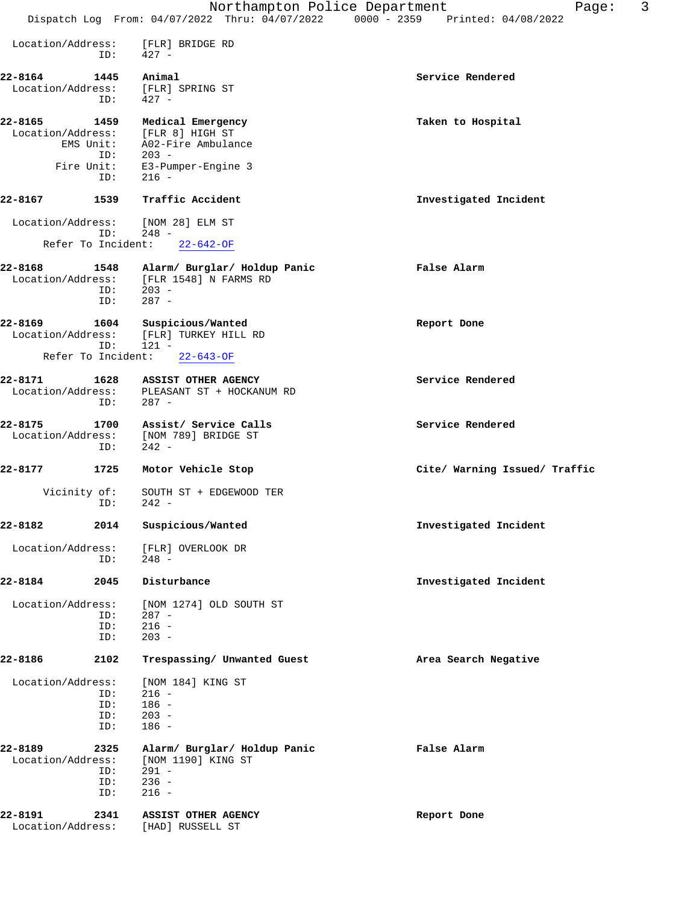Location/Address: [FLR] BRIDGE RD
ID: 427 -

**22-8164 1445 Animal** — **Service Rendered**
Location/Address: [FLR] SPRING ST
ID: 427 -

**22-8165 1459 Medical Emergency** — **Taken to Hospital**
Location/Address: [FLR 8] HIGH ST
EMS Unit: A02-Fire Ambulance
ID: 203 -
Fire Unit: E3-Pumper-Engine 3
ID: 216 -

**22-8167 1539 Traffic Accident** — **Investigated Incident**
Location/Address: [NOM 28] ELM ST
ID: 248 -
Refer To Incident: 22-642-OF

**22-8168 1548 Alarm/ Burglar/ Holdup Panic** — **False Alarm**
Location/Address: [FLR 1548] N FARMS RD
ID: 203 -
ID: 287 -

**22-8169 1604 Suspicious/Wanted** — **Report Done**
Location/Address: [FLR] TURKEY HILL RD
ID: 121 -
Refer To Incident: 22-643-OF

**22-8171 1628 ASSIST OTHER AGENCY** — **Service Rendered**
Location/Address: PLEASANT ST + HOCKANUM RD
ID: 287 -

**22-8175 1700 Assist/ Service Calls** — **Service Rendered**
Location/Address: [NOM 789] BRIDGE ST
ID: 242 -

**22-8177 1725 Motor Vehicle Stop** — **Cite/ Warning Issued/ Traffic**
Vicinity of: SOUTH ST + EDGEWOOD TER
ID: 242 -

**22-8182 2014 Suspicious/Wanted** — **Investigated Incident**
Location/Address: [FLR] OVERLOOK DR
ID: 248 -

**22-8184 2045 Disturbance** — **Investigated Incident**
Location/Address: [NOM 1274] OLD SOUTH ST
ID: 287 -
ID: 216 -
ID: 203 -

**22-8186 2102 Trespassing/ Unwanted Guest** — **Area Search Negative**
Location/Address: [NOM 184] KING ST
ID: 216 -
ID: 186 -
ID: 203 -
ID: 186 -

**22-8189 2325 Alarm/ Burglar/ Holdup Panic** — **False Alarm**
Location/Address: [NOM 1190] KING ST
ID: 291 -
ID: 236 -
ID: 216 -

**22-8191 2341 ASSIST OTHER AGENCY** — **Report Done**
Location/Address: [HAD] RUSSELL ST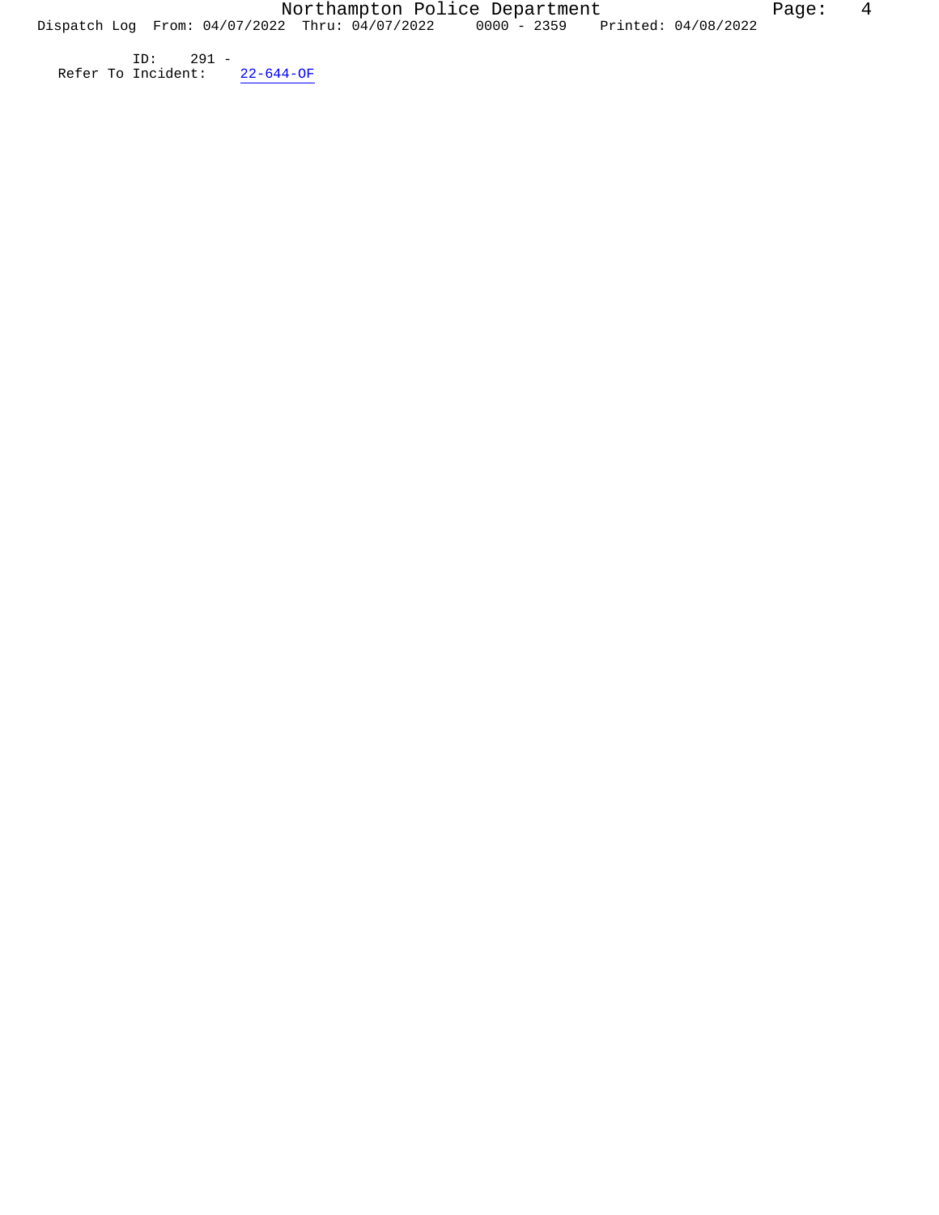ID: 291 -
Refer To Incident: 22-644-OF